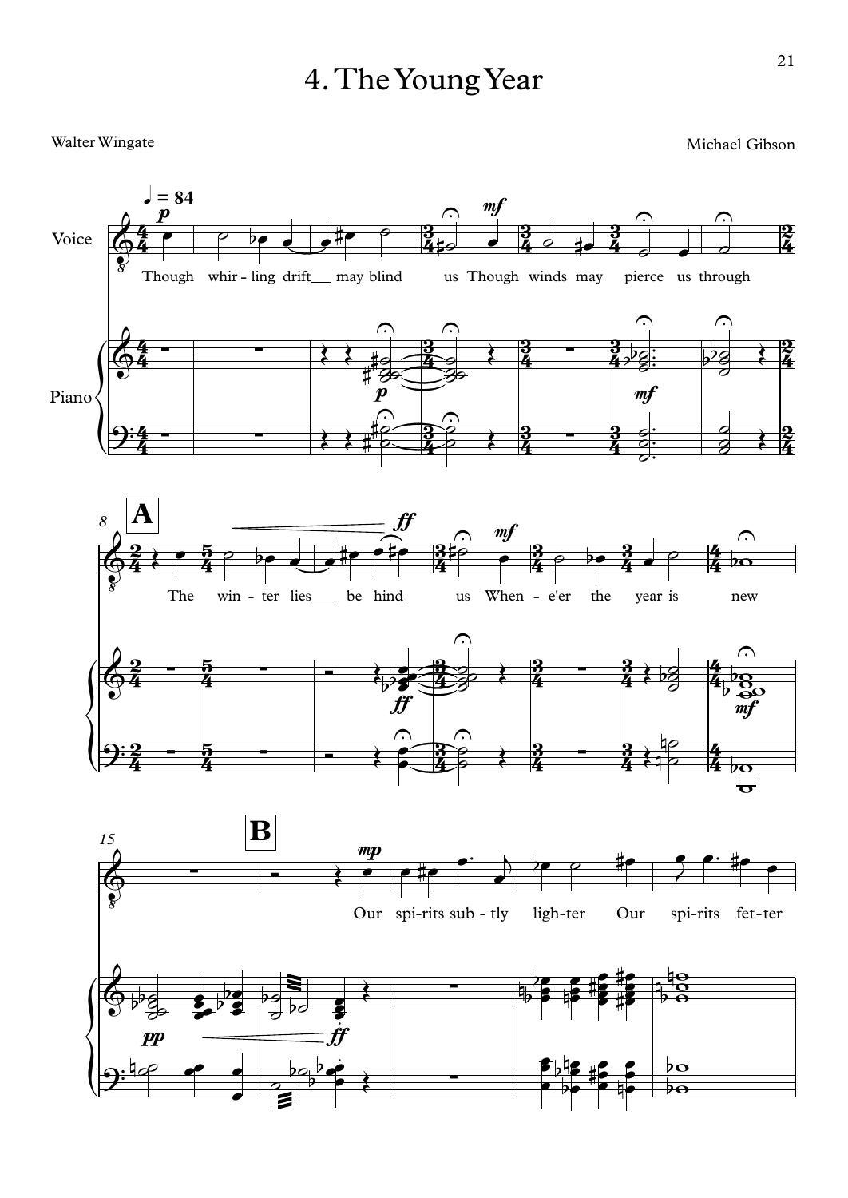# 4. The Young Year

Walter Wingate

Michael Gibson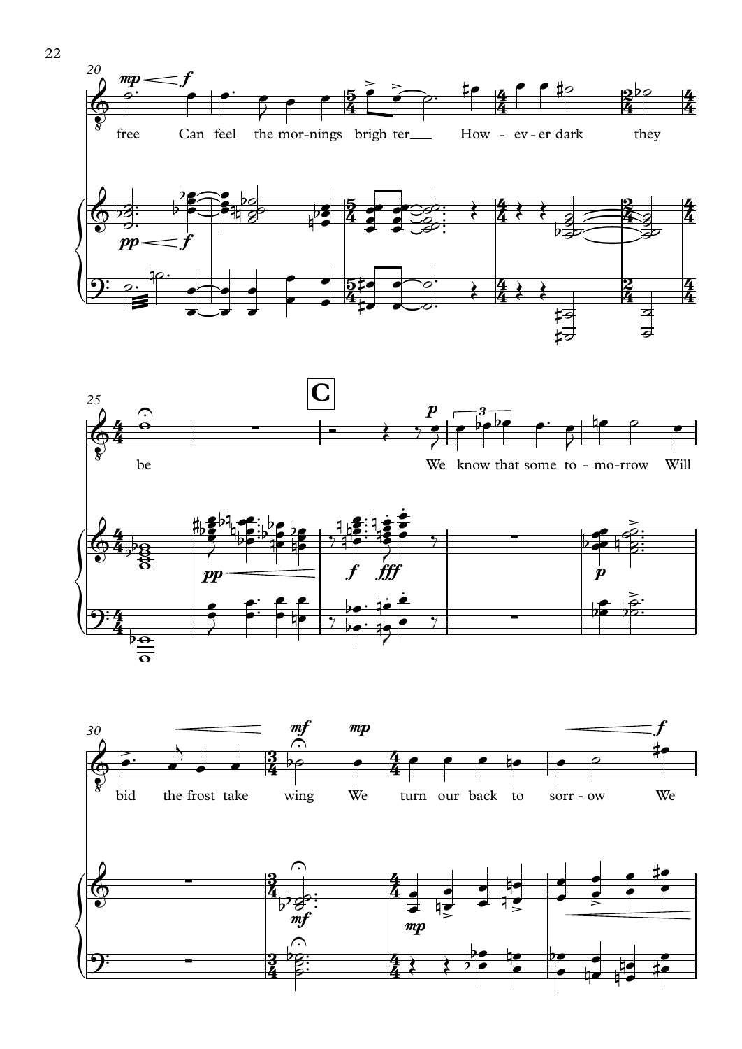free Can feel the mor-nings brigh ter___ How - ev - er dark they

be

**C**

We know that some to - mo-rrow Will

bid the frost take wing We turn our back to sorr - ow We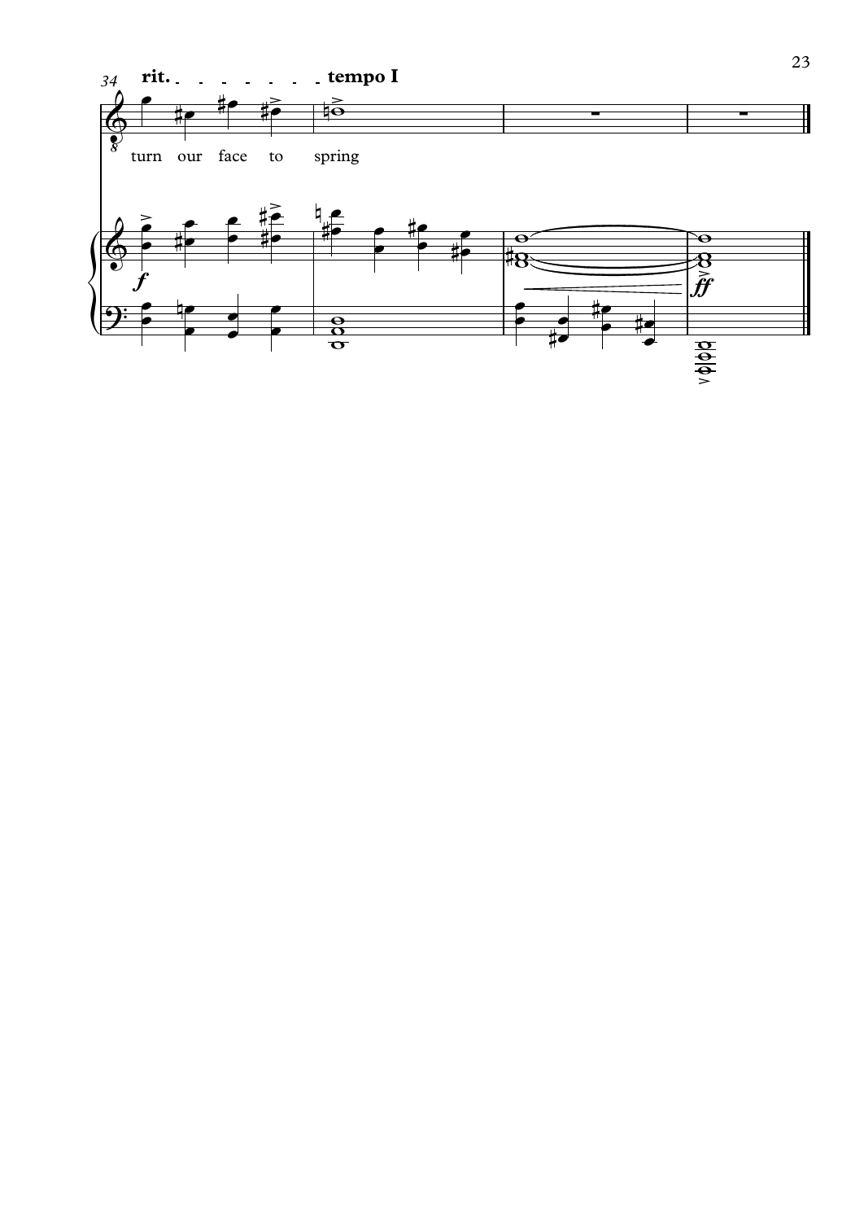34 rit. tempo I

turn our face to spring